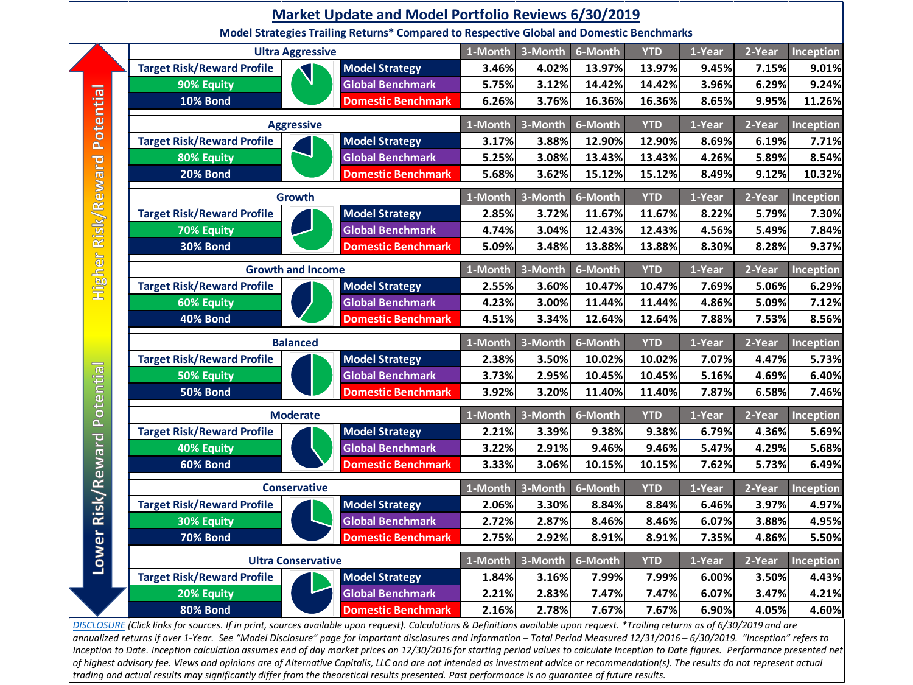# Market Update and Model Portfolio Reviews 6/30/2019

**Model Strategies Trailing Returns* Compared to Respective Global and Domestic Benchmarks**

Higher Risk/Reward Potential — Lower Risk/Reward Potential

| Ultra Aggressive | | 1-Month | 3-Month | 6-Month | YTD | 1-Year | 2-Year | Inception |
|---|---|---|---|---|---|---|---|---|
| Target Risk/Reward Profile | Model Strategy | 3.46% | 4.02% | 13.97% | 13.97% | 9.45% | 7.15% | 9.01% |
| 90% Equity | Global Benchmark | 5.75% | 3.12% | 14.42% | 14.42% | 3.96% | 6.29% | 9.24% |
| 10% Bond | Domestic Benchmark | 6.26% | 3.76% | 16.36% | 16.36% | 8.65% | 9.95% | 11.26% |
| **Aggressive** | | **1-Month** | **3-Month** | **6-Month** | **YTD** | **1-Year** | **2-Year** | **Inception** |
| Target Risk/Reward Profile | Model Strategy | 3.17% | 3.88% | 12.90% | 12.90% | 8.69% | 6.19% | 7.71% |
| 80% Equity | Global Benchmark | 5.25% | 3.08% | 13.43% | 13.43% | 4.26% | 5.89% | 8.54% |
| 20% Bond | Domestic Benchmark | 5.68% | 3.62% | 15.12% | 15.12% | 8.49% | 9.12% | 10.32% |
| **Growth** | | **1-Month** | **3-Month** | **6-Month** | **YTD** | **1-Year** | **2-Year** | **Inception** |
| Target Risk/Reward Profile | Model Strategy | 2.85% | 3.72% | 11.67% | 11.67% | 8.22% | 5.79% | 7.30% |
| 70% Equity | Global Benchmark | 4.74% | 3.04% | 12.43% | 12.43% | 4.56% | 5.49% | 7.84% |
| 30% Bond | Domestic Benchmark | 5.09% | 3.48% | 13.88% | 13.88% | 8.30% | 8.28% | 9.37% |
| **Growth and Income** | | **1-Month** | **3-Month** | **6-Month** | **YTD** | **1-Year** | **2-Year** | **Inception** |
| Target Risk/Reward Profile | Model Strategy | 2.55% | 3.60% | 10.47% | 10.47% | 7.69% | 5.06% | 6.29% |
| 60% Equity | Global Benchmark | 4.23% | 3.00% | 11.44% | 11.44% | 4.86% | 5.09% | 7.12% |
| 40% Bond | Domestic Benchmark | 4.51% | 3.34% | 12.64% | 12.64% | 7.88% | 7.53% | 8.56% |
| **Balanced** | | **1-Month** | **3-Month** | **6-Month** | **YTD** | **1-Year** | **2-Year** | **Inception** |
| Target Risk/Reward Profile | Model Strategy | 2.38% | 3.50% | 10.02% | 10.02% | 7.07% | 4.47% | 5.73% |
| 50% Equity | Global Benchmark | 3.73% | 2.95% | 10.45% | 10.45% | 5.16% | 4.69% | 6.40% |
| 50% Bond | Domestic Benchmark | 3.92% | 3.20% | 11.40% | 11.40% | 7.87% | 6.58% | 7.46% |
| **Moderate** | | **1-Month** | **3-Month** | **6-Month** | **YTD** | **1-Year** | **2-Year** | **Inception** |
| Target Risk/Reward Profile | Model Strategy | 2.21% | 3.39% | 9.38% | 9.38% | 6.79% | 4.36% | 5.69% |
| 40% Equity | Global Benchmark | 3.22% | 2.91% | 9.46% | 9.46% | 5.47% | 4.29% | 5.68% |
| 60% Bond | Domestic Benchmark | 3.33% | 3.06% | 10.15% | 10.15% | 7.62% | 5.73% | 6.49% |
| **Conservative** | | **1-Month** | **3-Month** | **6-Month** | **YTD** | **1-Year** | **2-Year** | **Inception** |
| Target Risk/Reward Profile | Model Strategy | 2.06% | 3.30% | 8.84% | 8.84% | 6.46% | 3.97% | 4.97% |
| 30% Equity | Global Benchmark | 2.72% | 2.87% | 8.46% | 8.46% | 6.07% | 3.88% | 4.95% |
| 70% Bond | Domestic Benchmark | 2.75% | 2.92% | 8.91% | 8.91% | 7.35% | 4.86% | 5.50% |
| **Ultra Conservative** | | **1-Month** | **3-Month** | **6-Month** | **YTD** | **1-Year** | **2-Year** | **Inception** |
| Target Risk/Reward Profile | Model Strategy | 1.84% | 3.16% | 7.99% | 7.99% | 6.00% | 3.50% | 4.43% |
| 20% Equity | Global Benchmark | 2.21% | 2.83% | 7.47% | 7.47% | 6.07% | 3.47% | 4.21% |
| 80% Bond | Domestic Benchmark | 2.16% | 2.78% | 7.67% | 7.67% | 6.90% | 4.05% | 4.60% |

DISCLOSURE *(Click links for sources. If in print, sources available upon request). Calculations & Definitions available upon request. *Trailing returns as of 6/30/2019 and are annualized returns if over 1-Year. See "Model Disclosure" page for important disclosures and information – Total Period Measured 12/31/2016 – 6/30/2019. "Inception" refers to Inception to Date. Inception calculation assumes end of day market prices on 12/30/2016 for starting period values to calculate Inception to Date figures. Performance presented net of highest advisory fee. Views and opinions are of Alternative Capitalis, LLC and are not intended as investment advice or recommendation(s). The results do not represent actual trading and actual results may significantly differ from the theoretical results presented. Past performance is no guarantee of future results.*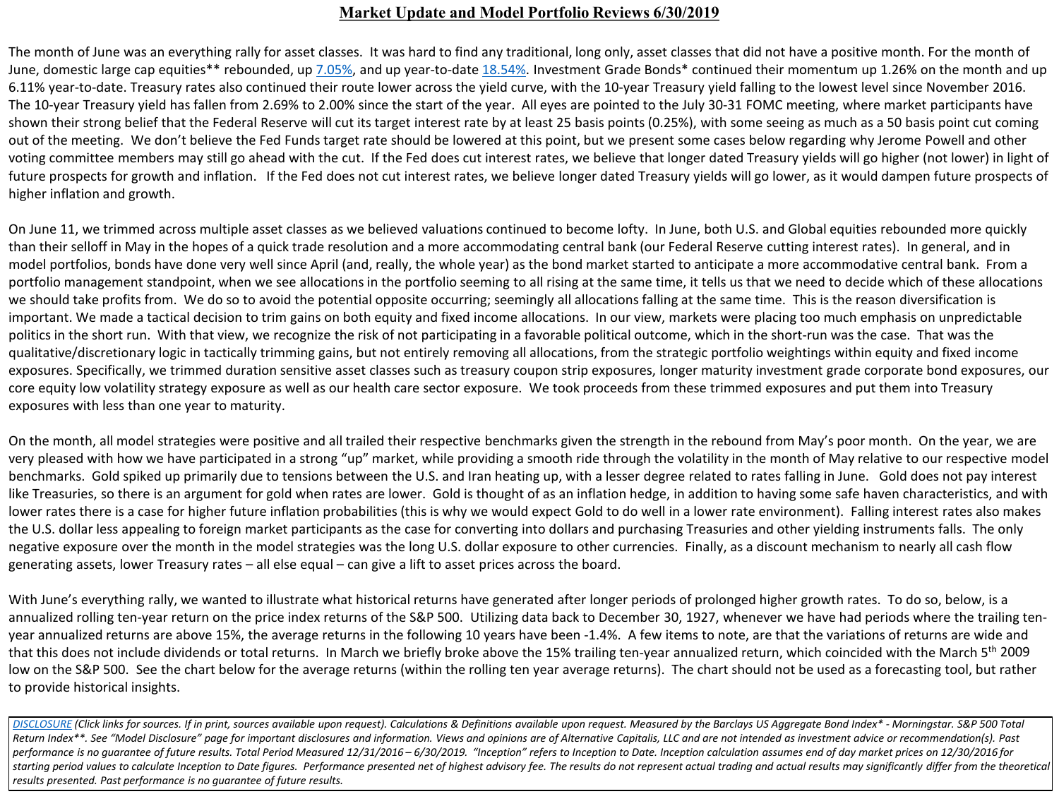# Market Update and Model Portfolio Reviews 6/30/2019

The month of June was an everything rally for asset classes. It was hard to find any traditional, long only, asset classes that did not have a positive month. For the month of June, domestic large cap equities** rebounded, up 7.05%, and up year-to-date 18.54%. Investment Grade Bonds* continued their momentum up 1.26% on the month and up 6.11% year-to-date. Treasury rates also continued their route lower across the yield curve, with the 10-year Treasury yield falling to the lowest level since November 2016. The 10-year Treasury yield has fallen from 2.69% to 2.00% since the start of the year. All eyes are pointed to the July 30-31 FOMC meeting, where market participants have shown their strong belief that the Federal Reserve will cut its target interest rate by at least 25 basis points (0.25%), with some seeing as much as a 50 basis point cut coming out of the meeting. We don't believe the Fed Funds target rate should be lowered at this point, but we present some cases below regarding why Jerome Powell and other voting committee members may still go ahead with the cut. If the Fed does cut interest rates, we believe that longer dated Treasury yields will go higher (not lower) in light of future prospects for growth and inflation. If the Fed does not cut interest rates, we believe longer dated Treasury yields will go lower, as it would dampen future prospects of higher inflation and growth.

On June 11, we trimmed across multiple asset classes as we believed valuations continued to become lofty. In June, both U.S. and Global equities rebounded more quickly than their selloff in May in the hopes of a quick trade resolution and a more accommodating central bank (our Federal Reserve cutting interest rates). In general, and in model portfolios, bonds have done very well since April (and, really, the whole year) as the bond market started to anticipate a more accommodative central bank. From a portfolio management standpoint, when we see allocations in the portfolio seeming to all rising at the same time, it tells us that we need to decide which of these allocations we should take profits from. We do so to avoid the potential opposite occurring; seemingly all allocations falling at the same time. This is the reason diversification is important. We made a tactical decision to trim gains on both equity and fixed income allocations. In our view, markets were placing too much emphasis on unpredictable politics in the short run. With that view, we recognize the risk of not participating in a favorable political outcome, which in the short-run was the case. That was the qualitative/discretionary logic in tactically trimming gains, but not entirely removing all allocations, from the strategic portfolio weightings within equity and fixed income exposures. Specifically, we trimmed duration sensitive asset classes such as treasury coupon strip exposures, longer maturity investment grade corporate bond exposures, our core equity low volatility strategy exposure as well as our health care sector exposure. We took proceeds from these trimmed exposures and put them into Treasury exposures with less than one year to maturity.

On the month, all model strategies were positive and all trailed their respective benchmarks given the strength in the rebound from May's poor month. On the year, we are very pleased with how we have participated in a strong "up" market, while providing a smooth ride through the volatility in the month of May relative to our respective model benchmarks. Gold spiked up primarily due to tensions between the U.S. and Iran heating up, with a lesser degree related to rates falling in June. Gold does not pay interest like Treasuries, so there is an argument for gold when rates are lower. Gold is thought of as an inflation hedge, in addition to having some safe haven characteristics, and with lower rates there is a case for higher future inflation probabilities (this is why we would expect Gold to do well in a lower rate environment). Falling interest rates also makes the U.S. dollar less appealing to foreign market participants as the case for converting into dollars and purchasing Treasuries and other yielding instruments falls. The only negative exposure over the month in the model strategies was the long U.S. dollar exposure to other currencies. Finally, as a discount mechanism to nearly all cash flow generating assets, lower Treasury rates – all else equal – can give a lift to asset prices across the board.

With June's everything rally, we wanted to illustrate what historical returns have generated after longer periods of prolonged higher growth rates. To do so, below, is a annualized rolling ten-year return on the price index returns of the S&P 500. Utilizing data back to December 30, 1927, whenever we have had periods where the trailing ten-year annualized returns are above 15%, the average returns in the following 10 years have been -1.4%. A few items to note, are that the variations of returns are wide and that this does not include dividends or total returns. In March we briefly broke above the 15% trailing ten-year annualized return, which coincided with the March 5th 2009 low on the S&P 500. See the chart below for the average returns (within the rolling ten year average returns). The chart should not be used as a forecasting tool, but rather to provide historical insights.

*DISCLOSURE (Click links for sources. If in print, sources available upon request). Calculations & Definitions available upon request. Measured by the Barclays US Aggregate Bond Index* - Morningstar. S&P 500 Total Return Index**. See "Model Disclosure" page for important disclosures and information. Views and opinions are of Alternative Capitalis, LLC and are not intended as investment advice or recommendation(s). Past performance is no guarantee of future results. Total Period Measured 12/31/2016 – 6/30/2019. "Inception" refers to Inception to Date. Inception calculation assumes end of day market prices on 12/30/2016 for starting period values to calculate Inception to Date figures. Performance presented net of highest advisory fee. The results do not represent actual trading and actual results may significantly differ from the theoretical results presented. Past performance is no guarantee of future results.*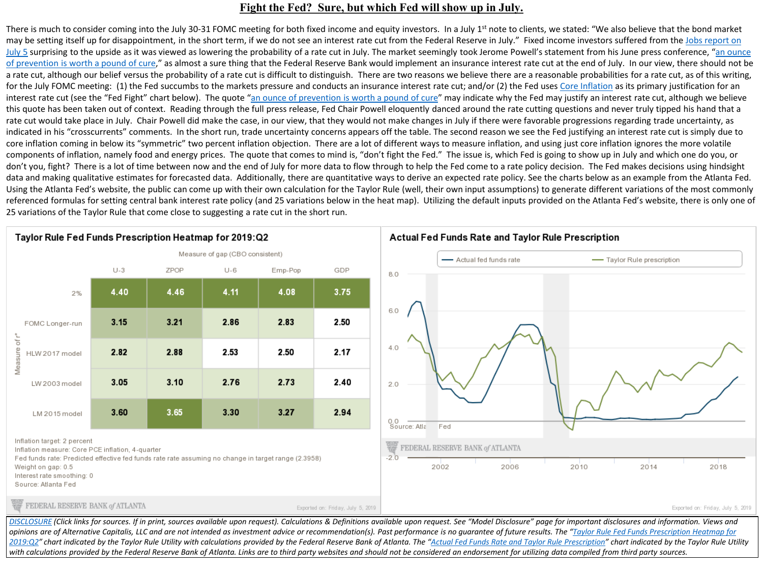# Fight the Fed? Sure, but which Fed will show up in July.

There is much to consider coming into the July 30-31 FOMC meeting for both fixed income and equity investors. In a July 1st note to clients, we stated: "We also believe that the bond market may be setting itself up for disappointment, in the short term, if we do not see an interest rate cut from the Federal Reserve in July." Fixed income investors suffered from the Jobs report on July 5 surprising to the upside as it was viewed as lowering the probability of a rate cut in July. The market seemingly took Jerome Powell's statement from his June press conference, "an ounce of prevention is worth a pound of cure," as almost a sure thing that the Federal Reserve Bank would implement an insurance interest rate cut at the end of July. In our view, there should not be a rate cut, although our belief versus the probability of a rate cut is difficult to distinguish. There are two reasons we believe there are a reasonable probabilities for a rate cut, as of this writing, for the July FOMC meeting: (1) the Fed succumbs to the markets pressure and conducts an insurance interest rate cut; and/or (2) the Fed uses Core Inflation as its primary justification for an interest rate cut (see the "Fed Fight" chart below). The quote "an ounce of prevention is worth a pound of cure" may indicate why the Fed may justify an interest rate cut, although we believe this quote has been taken out of context. Reading through the full press release, Fed Chair Powell eloquently danced around the rate cutting questions and never truly tipped his hand that a rate cut would take place in July. Chair Powell did make the case, in our view, that they would not make changes in July if there were favorable progressions regarding trade uncertainty, as indicated in his "crosscurrents" comments. In the short run, trade uncertainty concerns appears off the table. The second reason we see the Fed justifying an interest rate cut is simply due to core inflation coming in below its "symmetric" two percent inflation objection. There are a lot of different ways to measure inflation, and using just core inflation ignores the more volatile components of inflation, namely food and energy prices. The quote that comes to mind is, "don't fight the Fed." The issue is, which Fed is going to show up in July and which one do you, or don't you, fight? There is a lot of time between now and the end of July for more data to flow through to help the Fed come to a rate policy decision. The Fed makes decisions using hindsight data and making qualitative estimates for forecasted data. Additionally, there are quantitative ways to derive an expected rate policy. See the charts below as an example from the Atlanta Fed. Using the Atlanta Fed's website, the public can come up with their own calculation for the Taylor Rule (well, their own input assumptions) to generate different variations of the most commonly referenced formulas for setting central bank interest rate policy (and 25 variations below in the heat map). Utilizing the default inputs provided on the Atlanta Fed's website, there is only one of 25 variations of the Taylor Rule that come close to suggesting a rate cut in the short run.

**Taylor Rule Fed Funds Prescription Heatmap for 2019:Q2**

| Measure of r* | Measure of gap (CBO consistent) | | | | |
|---|---|---|---|---|---|
| | U-3 | ZPOP | U-6 | Emp-Pop | GDP |
| 2% | 4.40 | 4.46 | 4.11 | 4.08 | 3.75 |
| FOMC Longer-run | 3.15 | 3.21 | 2.86 | 2.83 | 2.50 |
| HLW 2017 model | 2.82 | 2.88 | 2.53 | 2.50 | 2.17 |
| LW 2003 model | 3.05 | 3.10 | 2.76 | 2.73 | 2.40 |
| LM 2015 model | 3.60 | 3.65 | 3.30 | 3.27 | 2.94 |

Inflation target: 2 percent
Inflation measure: Core PCE inflation, 4-quarter
Fed funds rate: Predicted effective fed funds rate rate assuming no change in target range (2.3958)
Weight on gap: 0.5
Interest rate smoothing: 0
Source: Atlanta Fed

FEDERAL RESERVE BANK of ATLANTA — Exported on: Friday, July 5, 2019

**Actual Fed Funds Rate and Taylor Rule Prescription**

Legend: Actual fed funds rate; Taylor Rule prescription

Source: Atlanta Fed

FEDERAL RESERVE BANK of ATLANTA — Exported on: Friday, July 5, 2019

*DISCLOSURE (Click links for sources. If in print, sources available upon request). Calculations & Definitions available upon request. See "Model Disclosure" page for important disclosures and information. Views and opinions are of Alternative Capitalis, LLC and are not intended as investment advice or recommendation(s). Past performance is no guarantee of future results. The "Taylor Rule Fed Funds Prescription Heatmap for 2019:Q2" chart indicated by the Taylor Rule Utility with calculations provided by the Federal Reserve Bank of Atlanta. The "Actual Fed Funds Rate and Taylor Rule Prescription" chart indicated by the Taylor Rule Utility with calculations provided by the Federal Reserve Bank of Atlanta. Links are to third party websites and should not be considered an endorsement for utilizing data compiled from third party sources.*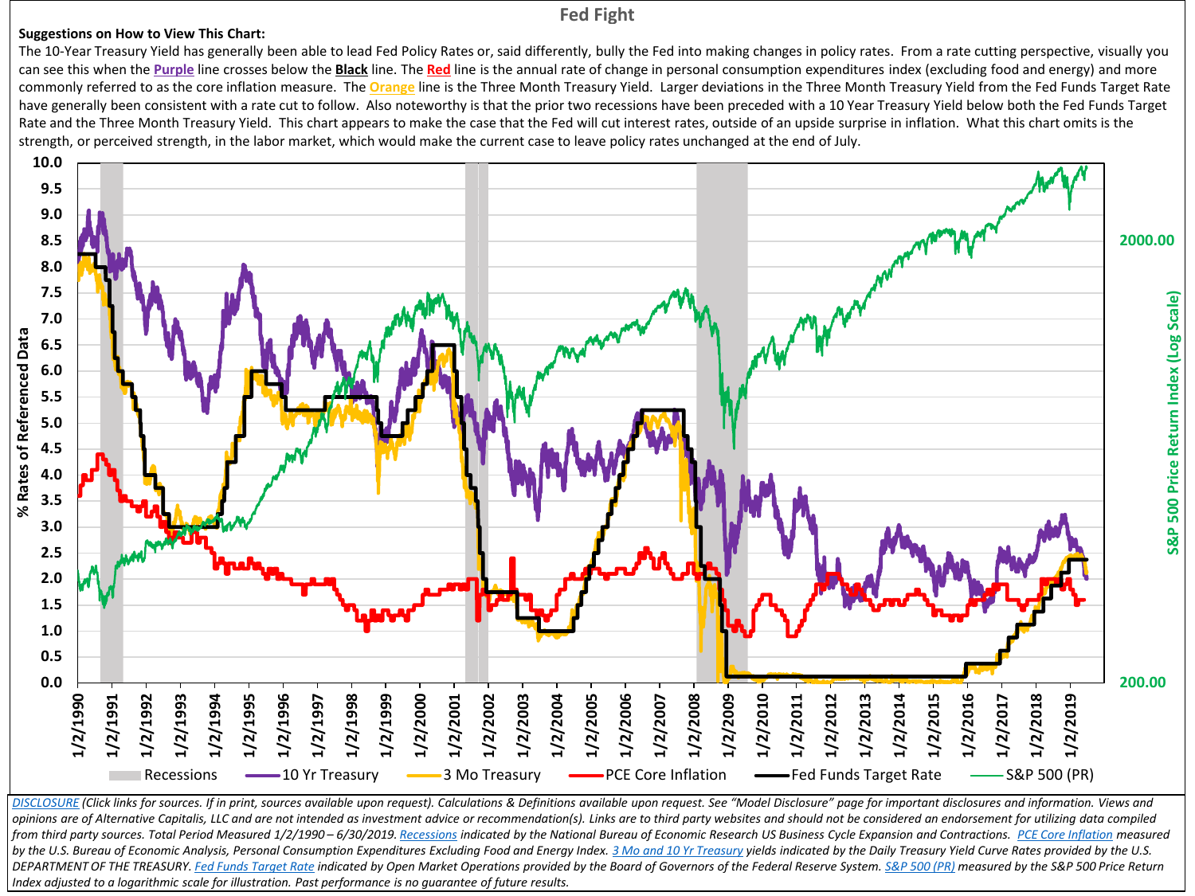# Fed Fight

**Suggestions on How to View This Chart:**

The 10-Year Treasury Yield has generally been able to lead Fed Policy Rates or, said differently, bully the Fed into making changes in policy rates. From a rate cutting perspective, visually you can see this when the **Purple** line crosses below the **Black** line. The **Red** line is the annual rate of change in personal consumption expenditures index (excluding food and energy) and more commonly referred to as the core inflation measure. The **Orange** line is the Three Month Treasury Yield. Larger deviations in the Three Month Treasury Yield from the Fed Funds Target Rate have generally been consistent with a rate cut to follow. Also noteworthy is that the prior two recessions have been preceded with a 10 Year Treasury Yield below both the Fed Funds Target Rate and the Three Month Treasury Yield. This chart appears to make the case that the Fed will cut interest rates, outside of an upside surprise in inflation. What this chart omits is the strength, or perceived strength, in the labor market, which would make the current case to leave policy rates unchanged at the end of July.

Recessions | 10 Yr Treasury | 3 Mo Treasury | PCE Core Inflation | Fed Funds Target Rate | S&P 500 (PR)

*DISCLOSURE (Click links for sources. If in print, sources available upon request). Calculations & Definitions available upon request. See "Model Disclosure" page for important disclosures and information. Views and opinions are of Alternative Capitalis, LLC and are not intended as investment advice or recommendation(s). Links are to third party websites and should not be considered an endorsement for utilizing data compiled from third party sources. Total Period Measured 1/2/1990 – 6/30/2019. Recessions indicated by the National Bureau of Economic Research US Business Cycle Expansion and Contractions. PCE Core Inflation measured by the U.S. Bureau of Economic Analysis, Personal Consumption Expenditures Excluding Food and Energy Index. 3 Mo and 10 Yr Treasury yields indicated by the Daily Treasury Yield Curve Rates provided by the U.S. DEPARTMENT OF THE TREASURY. Fed Funds Target Rate indicated by Open Market Operations provided by the Board of Governors of the Federal Reserve System. S&P 500 (PR) measured by the S&P 500 Price Return Index adjusted to a logarithmic scale for illustration. Past performance is no guarantee of future results.*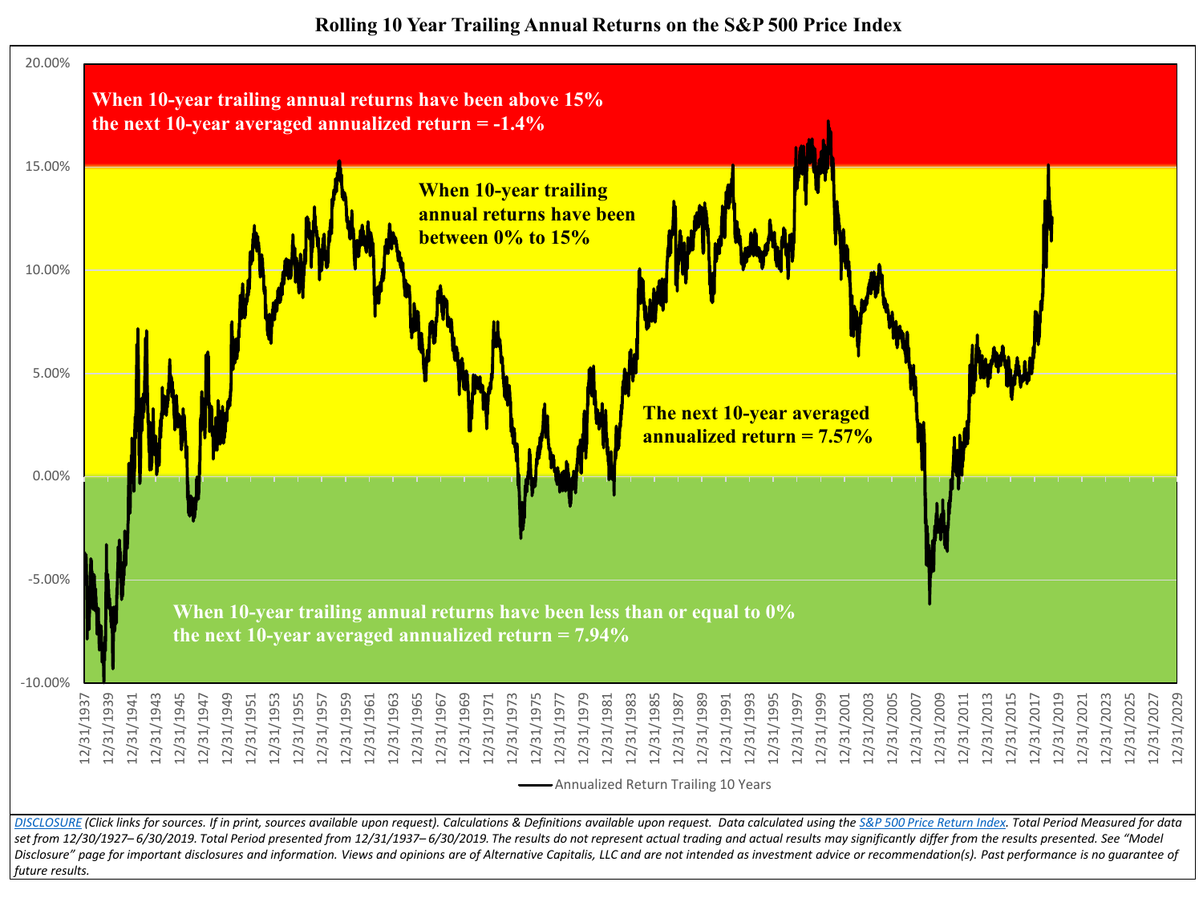# Rolling 10 Year Trailing Annual Returns on the S&P 500 Price Index

When 10-year trailing annual returns have been above 15% the next 10-year averaged annualized return = -1.4%

When 10-year trailing annual returns have been between 0% to 15%

The next 10-year averaged annualized return = 7.57%

When 10-year trailing annual returns have been less than or equal to 0% the next 10-year averaged annualized return = 7.94%

Annualized Return Trailing 10 Years

*DISCLOSURE (Click links for sources. If in print, sources available upon request). Calculations & Definitions available upon request. Data calculated using the S&P 500 Price Return Index. Total Period Measured for data set from 12/30/1927– 6/30/2019. Total Period presented from 12/31/1937– 6/30/2019. The results do not represent actual trading and actual results may significantly differ from the results presented. See "Model Disclosure" page for important disclosures and information. Views and opinions are of Alternative Capitalis, LLC and are not intended as investment advice or recommendation(s). Past performance is no guarantee of future results.*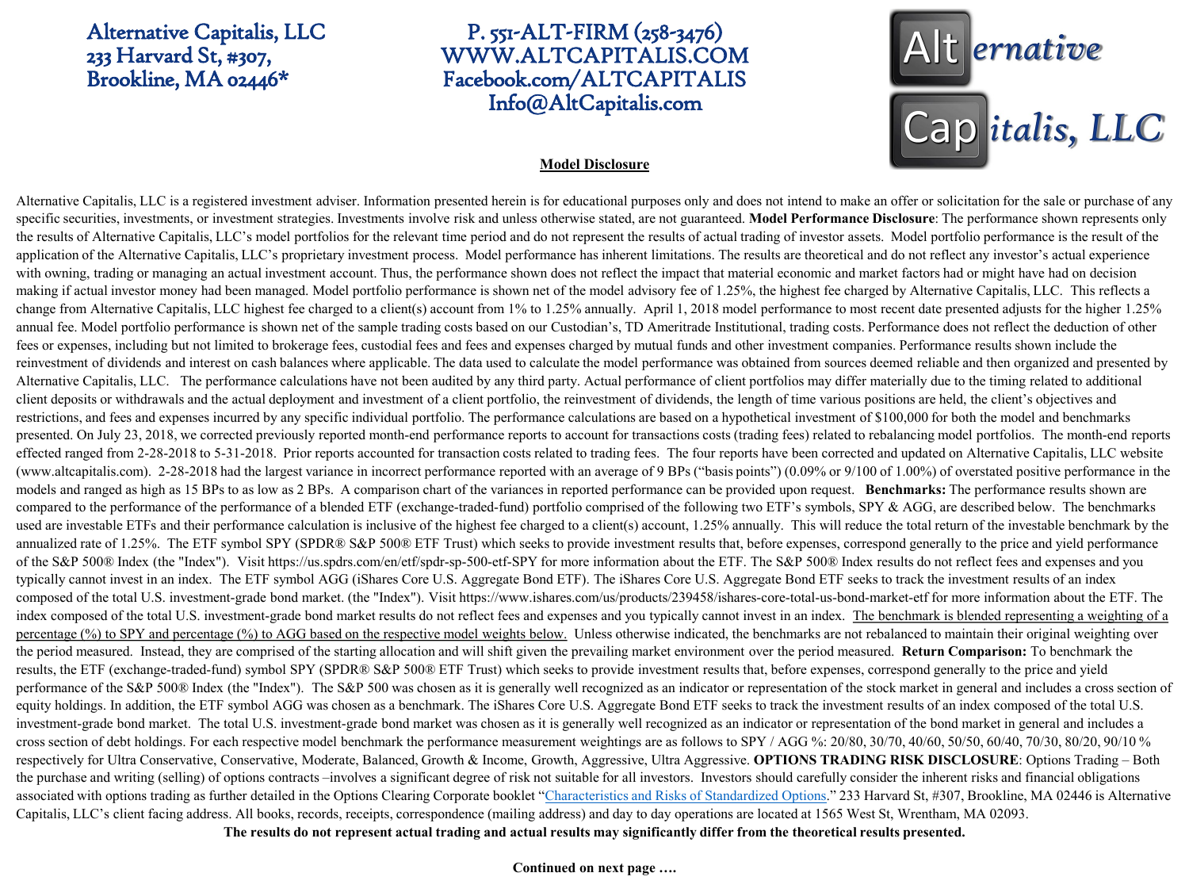Alternative Capitalis, LLC
233 Harvard St, #307,
Brookline, MA 02446*

P. 551-ALT-FIRM (258-3476)
WWW.ALTCAPITALIS.COM
Facebook.com/ALTCAPITALIS
Info@AltCapitalis.com

Alternative Capitalis, LLC

## Model Disclosure

Alternative Capitalis, LLC is a registered investment adviser. Information presented herein is for educational purposes only and does not intend to make an offer or solicitation for the sale or purchase of any specific securities, investments, or investment strategies. Investments involve risk and unless otherwise stated, are not guaranteed. **Model Performance Disclosure**: The performance shown represents only the results of Alternative Capitalis, LLC's model portfolios for the relevant time period and do not represent the results of actual trading of investor assets. Model portfolio performance is the result of the application of the Alternative Capitalis, LLC's proprietary investment process. Model performance has inherent limitations. The results are theoretical and do not reflect any investor's actual experience with owning, trading or managing an actual investment account. Thus, the performance shown does not reflect the impact that material economic and market factors had or might have had on decision making if actual investor money had been managed. Model portfolio performance is shown net of the model advisory fee of 1.25%, the highest fee charged by Alternative Capitalis, LLC. This reflects a change from Alternative Capitalis, LLC highest fee charged to a client(s) account from 1% to 1.25% annually. April 1, 2018 model performance to most recent date presented adjusts for the higher 1.25% annual fee. Model portfolio performance is shown net of the sample trading costs based on our Custodian's, TD Ameritrade Institutional, trading costs. Performance does not reflect the deduction of other fees or expenses, including but not limited to brokerage fees, custodial fees and fees and expenses charged by mutual funds and other investment companies. Performance results shown include the reinvestment of dividends and interest on cash balances where applicable. The data used to calculate the model performance was obtained from sources deemed reliable and then organized and presented by Alternative Capitalis, LLC. The performance calculations have not been audited by any third party. Actual performance of client portfolios may differ materially due to the timing related to additional client deposits or withdrawals and the actual deployment and investment of a client portfolio, the reinvestment of dividends, the length of time various positions are held, the client's objectives and restrictions, and fees and expenses incurred by any specific individual portfolio. The performance calculations are based on a hypothetical investment of $100,000 for both the model and benchmarks presented. On July 23, 2018, we corrected previously reported month-end performance reports to account for transactions costs (trading fees) related to rebalancing model portfolios. The month-end reports effected ranged from 2-28-2018 to 5-31-2018. Prior reports accounted for transaction costs related to trading fees. The four reports have been corrected and updated on Alternative Capitalis, LLC website (www.altcapitalis.com). 2-28-2018 had the largest variance in incorrect performance reported with an average of 9 BPs ("basis points") (0.09% or 9/100 of 1.00%) of overstated positive performance in the models and ranged as high as 15 BPs to as low as 2 BPs. A comparison chart of the variances in reported performance can be provided upon request. **Benchmarks:** The performance results shown are compared to the performance of the performance of a blended ETF (exchange-traded-fund) portfolio comprised of the following two ETF's symbols, SPY & AGG, are described below. The benchmarks used are investable ETFs and their performance calculation is inclusive of the highest fee charged to a client(s) account, 1.25% annually. This will reduce the total return of the investable benchmark by the annualized rate of 1.25%. The ETF symbol SPY (SPDR® S&P 500® ETF Trust) which seeks to provide investment results that, before expenses, correspond generally to the price and yield performance of the S&P 500® Index (the "Index"). Visit https://us.spdrs.com/en/etf/spdr-sp-500-etf-SPY for more information about the ETF. The S&P 500® Index results do not reflect fees and expenses and you typically cannot invest in an index. The ETF symbol AGG (iShares Core U.S. Aggregate Bond ETF). The iShares Core U.S. Aggregate Bond ETF seeks to track the investment results of an index composed of the total U.S. investment-grade bond market. (the "Index"). Visit https://www.ishares.com/us/products/239458/ishares-core-total-us-bond-market-etf for more information about the ETF. The index composed of the total U.S. investment-grade bond market results do not reflect fees and expenses and you typically cannot invest in an index. The benchmark is blended representing a weighting of a percentage (%) to SPY and percentage (%) to AGG based on the respective model weights below. Unless otherwise indicated, the benchmarks are not rebalanced to maintain their original weighting over the period measured. Instead, they are comprised of the starting allocation and will shift given the prevailing market environment over the period measured. **Return Comparison:** To benchmark the results, the ETF (exchange-traded-fund) symbol SPY (SPDR® S&P 500® ETF Trust) which seeks to provide investment results that, before expenses, correspond generally to the price and yield performance of the S&P 500® Index (the "Index"). The S&P 500 was chosen as it is generally well recognized as an indicator or representation of the stock market in general and includes a cross section of equity holdings. In addition, the ETF symbol AGG was chosen as a benchmark. The iShares Core U.S. Aggregate Bond ETF seeks to track the investment results of an index composed of the total U.S. investment-grade bond market. The total U.S. investment-grade bond market was chosen as it is generally well recognized as an indicator or representation of the bond market in general and includes a cross section of debt holdings. For each respective model benchmark the performance measurement weightings are as follows to SPY / AGG %: 20/80, 30/70, 40/60, 50/50, 60/40, 70/30, 80/20, 90/10 % respectively for Ultra Conservative, Conservative, Moderate, Balanced, Growth & Income, Growth, Aggressive, Ultra Aggressive. **OPTIONS TRADING RISK DISCLOSURE**: Options Trading – Both the purchase and writing (selling) of options contracts –involves a significant degree of risk not suitable for all investors. Investors should carefully consider the inherent risks and financial obligations associated with options trading as further detailed in the Options Clearing Corporate booklet "Characteristics and Risks of Standardized Options." 233 Harvard St, #307, Brookline, MA 02446 is Alternative Capitalis, LLC's client facing address. All books, records, receipts, correspondence (mailing address) and day to day operations are located at 1565 West St, Wrentham, MA 02093.

**The results do not represent actual trading and actual results may significantly differ from the theoretical results presented.**

**Continued on next page ….**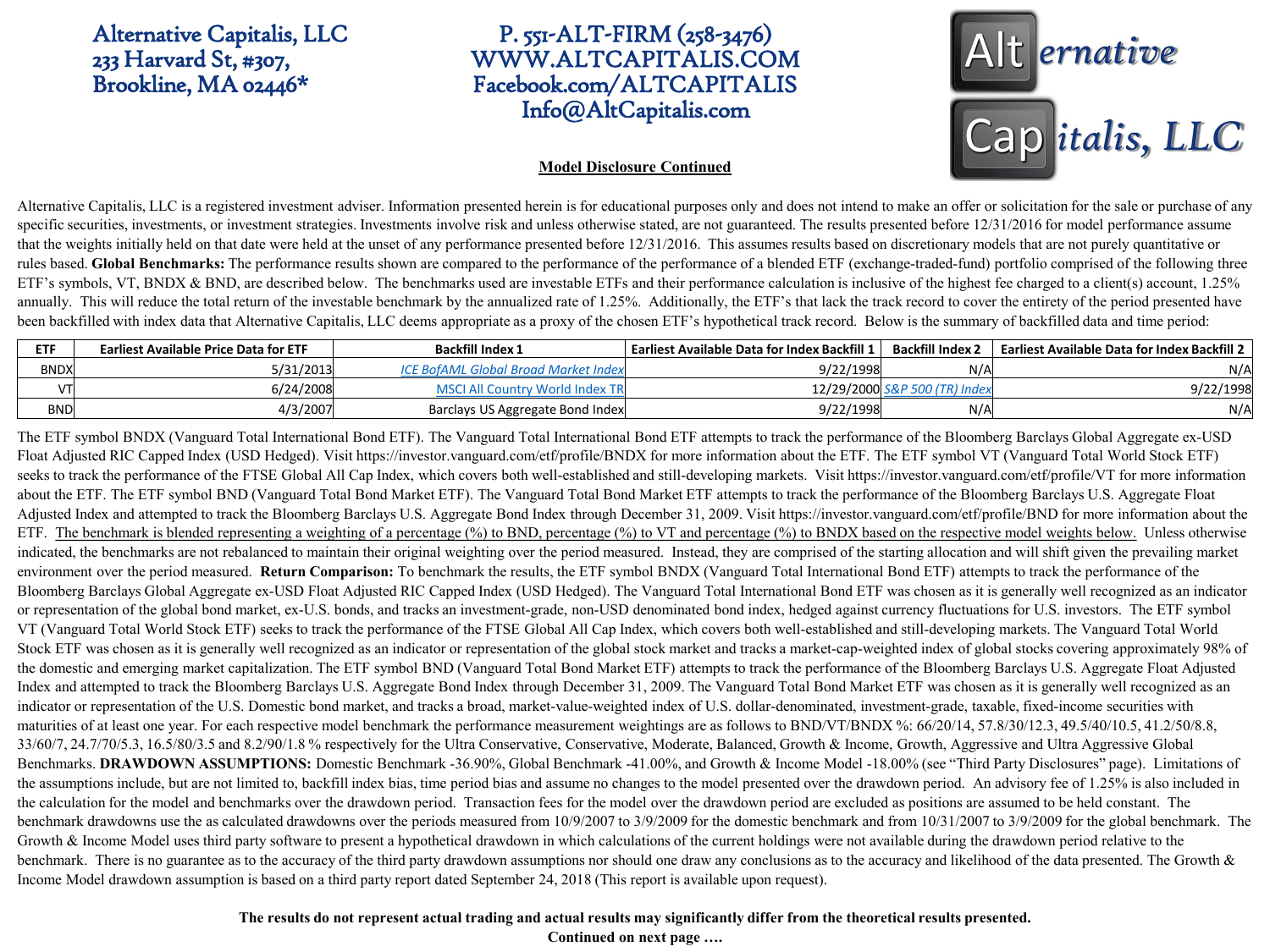Alternative Capitalis, LLC
233 Harvard St, #307,
Brookline, MA 02446*

P. 551-ALT-FIRM (258-3476)
WWW.ALTCAPITALIS.COM
Facebook.com/ALTCAPITALIS
Info@AltCapitalis.com

Alternative Capitalis, LLC

**Model Disclosure Continued**

Alternative Capitalis, LLC is a registered investment adviser. Information presented herein is for educational purposes only and does not intend to make an offer or solicitation for the sale or purchase of any specific securities, investments, or investment strategies. Investments involve risk and unless otherwise stated, are not guaranteed. The results presented before 12/31/2016 for model performance assume that the weights initially held on that date were held at the unset of any performance presented before 12/31/2016. This assumes results based on discretionary models that are not purely quantitative or rules based. **Global Benchmarks:** The performance results shown are compared to the performance of the performance of a blended ETF (exchange-traded-fund) portfolio comprised of the following three ETF's symbols, VT, BNDX & BND, are described below. The benchmarks used are investable ETFs and their performance calculation is inclusive of the highest fee charged to a client(s) account, 1.25% annually. This will reduce the total return of the investable benchmark by the annualized rate of 1.25%. Additionally, the ETF's that lack the track record to cover the entirety of the period presented have been backfilled with index data that Alternative Capitalis, LLC deems appropriate as a proxy of the chosen ETF's hypothetical track record. Below is the summary of backfilled data and time period:

| ETF | Earliest Available Price Data for ETF | Backfill Index 1 | Earliest Available Data for Index Backfill 1 | Backfill Index 2 | Earliest Available Data for Index Backfill 2 |
|---|---|---|---|---|---|
| BNDX | 5/31/2013 | ICE BofAML Global Broad Market Index | 9/22/1998 | N/A | N/A |
| VT | 6/24/2008 | MSCI All Country World Index TR | 12/29/2000 | S&P 500 (TR) Index | 9/22/1998 |
| BND | 4/3/2007 | Barclays US Aggregate Bond Index | 9/22/1998 | N/A | N/A |

The ETF symbol BNDX (Vanguard Total International Bond ETF). The Vanguard Total International Bond ETF attempts to track the performance of the Bloomberg Barclays Global Aggregate ex-USD Float Adjusted RIC Capped Index (USD Hedged). Visit https://investor.vanguard.com/etf/profile/BNDX for more information about the ETF. The ETF symbol VT (Vanguard Total World Stock ETF) seeks to track the performance of the FTSE Global All Cap Index, which covers both well-established and still-developing markets. Visit https://investor.vanguard.com/etf/profile/VT for more information about the ETF. The ETF symbol BND (Vanguard Total Bond Market ETF). The Vanguard Total Bond Market ETF attempts to track the performance of the Bloomberg Barclays U.S. Aggregate Float Adjusted Index and attempted to track the Bloomberg Barclays U.S. Aggregate Bond Index through December 31, 2009. Visit https://investor.vanguard.com/etf/profile/BND for more information about the ETF. The benchmark is blended representing a weighting of a percentage (%) to BND, percentage (%) to VT and percentage (%) to BNDX based on the respective model weights below. Unless otherwise indicated, the benchmarks are not rebalanced to maintain their original weighting over the period measured. Instead, they are comprised of the starting allocation and will shift given the prevailing market environment over the period measured. **Return Comparison:** To benchmark the results, the ETF symbol BNDX (Vanguard Total International Bond ETF) attempts to track the performance of the Bloomberg Barclays Global Aggregate ex-USD Float Adjusted RIC Capped Index (USD Hedged). The Vanguard Total International Bond ETF was chosen as it is generally well recognized as an indicator or representation of the global bond market, ex-U.S. bonds, and tracks an investment-grade, non-USD denominated bond index, hedged against currency fluctuations for U.S. investors. The ETF symbol VT (Vanguard Total World Stock ETF) seeks to track the performance of the FTSE Global All Cap Index, which covers both well-established and still-developing markets. The Vanguard Total World Stock ETF was chosen as it is generally well recognized as an indicator or representation of the global stock market and tracks a market-cap-weighted index of global stocks covering approximately 98% of the domestic and emerging market capitalization. The ETF symbol BND (Vanguard Total Bond Market ETF) attempts to track the performance of the Bloomberg Barclays U.S. Aggregate Float Adjusted Index and attempted to track the Bloomberg Barclays U.S. Aggregate Bond Index through December 31, 2009. The Vanguard Total Bond Market ETF was chosen as it is generally well recognized as an indicator or representation of the U.S. Domestic bond market, and tracks a broad, market-value-weighted index of U.S. dollar-denominated, investment-grade, taxable, fixed-income securities with maturities of at least one year. For each respective model benchmark the performance measurement weightings are as follows to BND/VT/BNDX %: 66/20/14, 57.8/30/12.3, 49.5/40/10.5, 41.2/50/8.8, 33/60/7, 24.7/70/5.3, 16.5/80/3.5 and 8.2/90/1.8 % respectively for the Ultra Conservative, Conservative, Moderate, Balanced, Growth & Income, Growth, Aggressive and Ultra Aggressive Global Benchmarks. **DRAWDOWN ASSUMPTIONS:** Domestic Benchmark -36.90%, Global Benchmark -41.00%, and Growth & Income Model -18.00% (see "Third Party Disclosures" page). Limitations of the assumptions include, but are not limited to, backfill index bias, time period bias and assume no changes to the model presented over the drawdown period. An advisory fee of 1.25% is also included in the calculation for the model and benchmarks over the drawdown period. Transaction fees for the model over the drawdown period are excluded as positions are assumed to be held constant. The benchmark drawdowns use the as calculated drawdowns over the periods measured from 10/9/2007 to 3/9/2009 for the domestic benchmark and from 10/31/2007 to 3/9/2009 for the global benchmark. The Growth & Income Model uses third party software to present a hypothetical drawdown in which calculations of the current holdings were not available during the drawdown period relative to the benchmark. There is no guarantee as to the accuracy of the third party drawdown assumptions nor should one draw any conclusions as to the accuracy and likelihood of the data presented. The Growth & Income Model drawdown assumption is based on a third party report dated September 24, 2018 (This report is available upon request).

**The results do not represent actual trading and actual results may significantly differ from the theoretical results presented.**

**Continued on next page ….**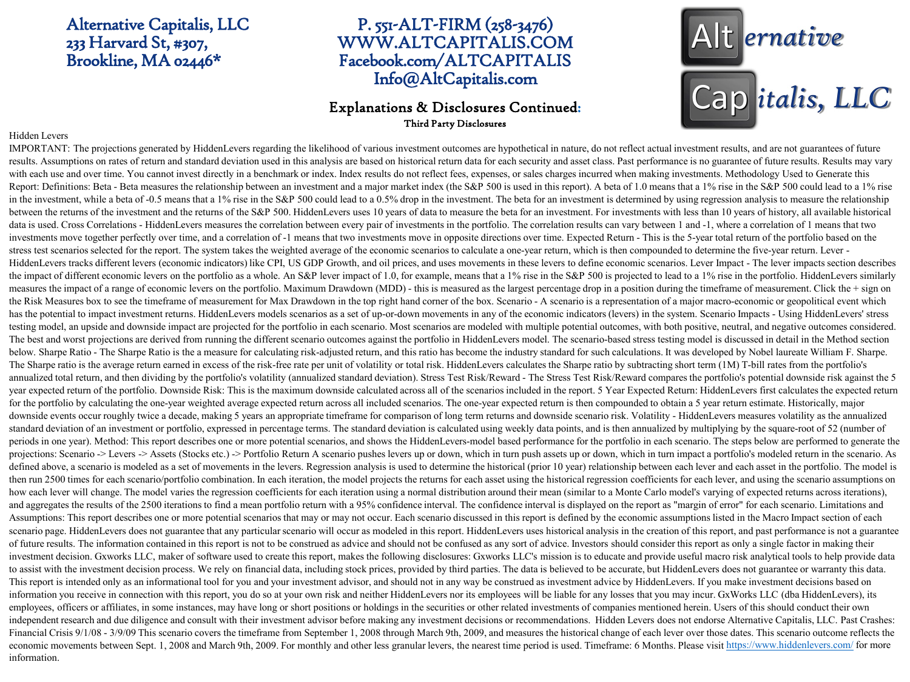Alternative Capitalis, LLC
233 Harvard St, #307,
Brookline, MA 02446*

P. 551-ALT-FIRM (258-3476)
WWW.ALTCAPITALIS.COM
Facebook.com/ALTCAPITALIS
Info@AltCapitalis.com

Alternative Capitalis, LLC

## Explanations & Disclosures Continued:

### Third Party Disclosures

Hidden Levers

IMPORTANT: The projections generated by HiddenLevers regarding the likelihood of various investment outcomes are hypothetical in nature, do not reflect actual investment results, and are not guarantees of future results. Assumptions on rates of return and standard deviation used in this analysis are based on historical return data for each security and asset class. Past performance is no guarantee of future results. Results may vary with each use and over time. You cannot invest directly in a benchmark or index. Index results do not reflect fees, expenses, or sales charges incurred when making investments. Methodology Used to Generate this Report: Definitions: Beta - Beta measures the relationship between an investment and a major market index (the S&P 500 is used in this report). A beta of 1.0 means that a 1% rise in the S&P 500 could lead to a 1% rise in the investment, while a beta of -0.5 means that a 1% rise in the S&P 500 could lead to a 0.5% drop in the investment. The beta for an investment is determined by using regression analysis to measure the relationship between the returns of the investment and the returns of the S&P 500. HiddenLevers uses 10 years of data to measure the beta for an investment. For investments with less than 10 years of history, all available historical data is used. Cross Correlations - HiddenLevers measures the correlation between every pair of investments in the portfolio. The correlation results can vary between 1 and -1, where a correlation of 1 means that two investments move together perfectly over time, and a correlation of -1 means that two investments move in opposite directions over time. Expected Return - This is the 5-year total return of the portfolio based on the stress test scenarios selected for the report. The system takes the weighted average of the economic scenarios to calculate a one-year return, which is then compounded to determine the five-year return. Lever - HiddenLevers tracks different levers (economic indicators) like CPI, US GDP Growth, and oil prices, and uses movements in these levers to define economic scenarios. Lever Impact - The lever impacts section describes the impact of different economic levers on the portfolio as a whole. An S&P lever impact of 1.0, for example, means that a 1% rise in the S&P 500 is projected to lead to a 1% rise in the portfolio. HiddenLevers similarly measures the impact of a range of economic levers on the portfolio. Maximum Drawdown (MDD) - this is measured as the largest percentage drop in a position during the timeframe of measurement. Click the + sign on the Risk Measures box to see the timeframe of measurement for Max Drawdown in the top right hand corner of the box. Scenario - A scenario is a representation of a major macro-economic or geopolitical event which has the potential to impact investment returns. HiddenLevers models scenarios as a set of up-or-down movements in any of the economic indicators (levers) in the system. Scenario Impacts - Using HiddenLevers' stress testing model, an upside and downside impact are projected for the portfolio in each scenario. Most scenarios are modeled with multiple potential outcomes, with both positive, neutral, and negative outcomes considered. The best and worst projections are derived from running the different scenario outcomes against the portfolio in HiddenLevers model. The scenario-based stress testing model is discussed in detail in the Method section below. Sharpe Ratio - The Sharpe Ratio is the measure for calculating risk-adjusted return, and this ratio has become the industry standard for such calculations. It was developed by Nobel laureate William F. Sharpe. The Sharpe ratio is the average return earned in excess of the risk-free rate per unit of volatility or total risk. HiddenLevers calculates the Sharpe ratio by subtracting short term (1M) T-bill rates from the portfolio's annualized total return, and then dividing by the portfolio's volatility (annualized standard deviation). Stress Test Risk/Reward - The Stress Test Risk/Reward compares the portfolio's potential downside risk against the 5 year expected return of the portfolio. Downside Risk: This is the maximum downside calculated across all of the scenarios included in the report. 5 Year Expected Return: HiddenLevers first calculates the expected return for the portfolio by calculating the one-year weighted average expected return across all included scenarios. The one-year expected return is then compounded to obtain a 5 year return estimate. Historically, major downside events occur roughly twice a decade, making 5 years an appropriate timeframe for comparison of long term returns and downside scenario risk. Volatility - HiddenLevers measures volatility as the annualized standard deviation of an investment or portfolio, expressed in percentage terms. The standard deviation is calculated using weekly data points, and is then annualized by multiplying by the square-root of 52 (number of periods in one year). Method: This report describes one or more potential scenarios, and shows the HiddenLevers-model based performance for the portfolio in each scenario. The steps below are performed to generate the projections: Scenario -> Levers -> Assets (Stocks etc.) -> Portfolio Return A scenario pushes levers up or down, which in turn push assets up or down, which in turn impact a portfolio's modeled return in the scenario. As defined above, a scenario is modeled as a set of movements in the levers. Regression analysis is used to determine the historical (prior 10 year) relationship between each lever and each asset in the portfolio. The model is then run 2500 times for each scenario/portfolio combination. In each iteration, the model projects the returns for each asset using the historical regression coefficients for each lever, and using the scenario assumptions on how each lever will change. The model varies the regression coefficients for each iteration using a normal distribution around their mean (similar to a Monte Carlo model's varying of expected returns across iterations), and aggregates the results of the 2500 iterations to find a mean portfolio return with a 95% confidence interval. The confidence interval is displayed on the report as "margin of error" for each scenario. Limitations and Assumptions: This report describes one or more potential scenarios that may or may not occur. Each scenario discussed in this report is defined by the economic assumptions listed in the Macro Impact section of each scenario page. HiddenLevers does not guarantee that any particular scenario will occur as modeled in this report. HiddenLevers uses historical analysis in the creation of this report, and past performance is not a guarantee of future results. The information contained in this report is not to be construed as advice and should not be confused as any sort of advice. Investors should consider this report as only a single factor in making their investment decision. Gxworks LLC, maker of software used to create this report, makes the following disclosures: Gxworks LLC's mission is to educate and provide useful macro risk analytical tools to help provide data to assist with the investment decision process. We rely on financial data, including stock prices, provided by third parties. The data is believed to be accurate, but HiddenLevers does not guarantee or warranty this data. This report is intended only as an informational tool for you and your investment advisor, and should not in any way be construed as investment advice by HiddenLevers. If you make investment decisions based on information you receive in connection with this report, you do so at your own risk and neither HiddenLevers nor its employees will be liable for any losses that you may incur. GxWorks LLC (dba HiddenLevers), its employees, officers or affiliates, in some instances, may have long or short positions or holdings in the securities or other related investments of companies mentioned herein. Users of this should conduct their own independent research and due diligence and consult with their investment advisor before making any investment decisions or recommendations. Hidden Levers does not endorse Alternative Capitalis, LLC. Past Crashes: Financial Crisis 9/1/08 - 3/9/09 This scenario covers the timeframe from September 1, 2008 through March 9th, 2009, and measures the historical change of each lever over those dates. This scenario outcome reflects the economic movements between Sept. 1, 2008 and March 9th, 2009. For monthly and other less granular levers, the nearest time period is used. Timeframe: 6 Months. Please visit https://www.hiddenlevers.com/ for more information.